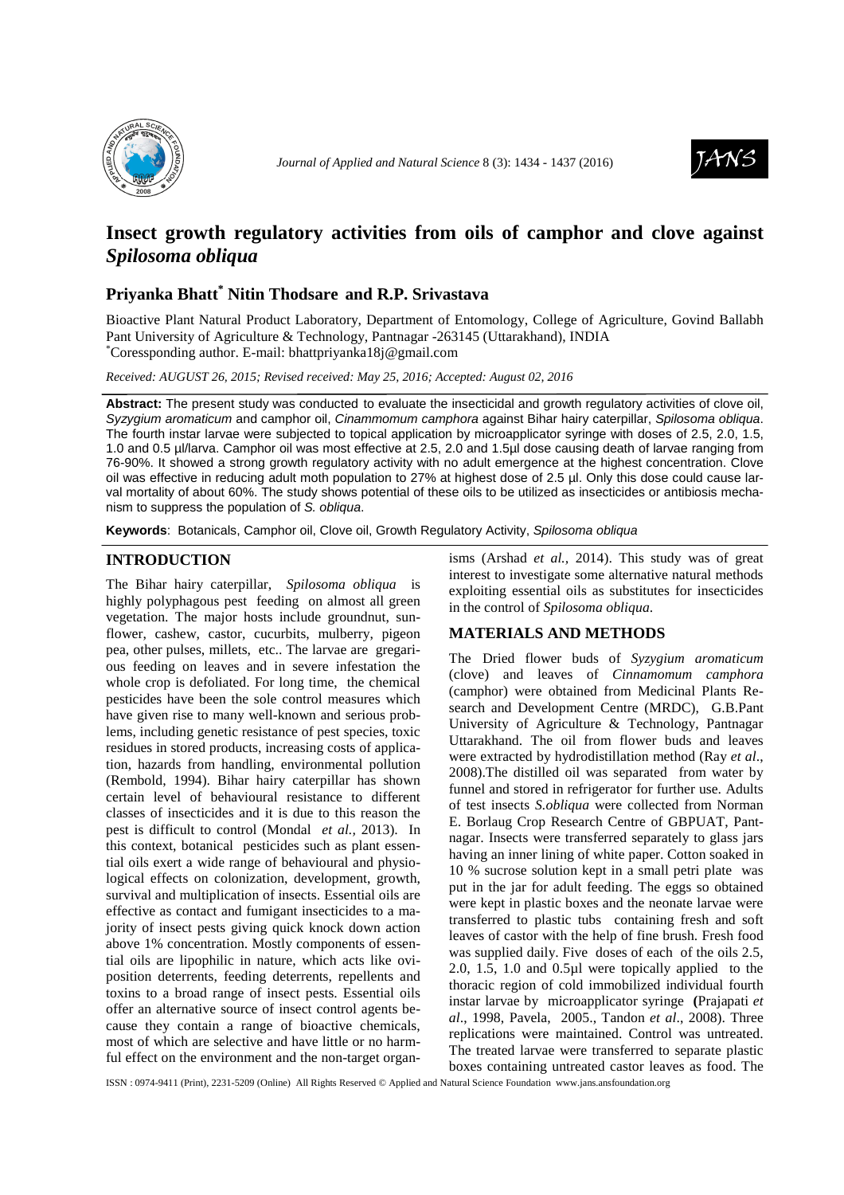# Insect growth regulatory activities from oils of camphor and clove against *Spilosoma obliqua*

## Priyanka Bhatt* Nitin Thodsare and R.P. Srivastava

Bioactive Plant Natural Product Laboratory, Department of Entomology, College of Agriculture, Govind Ballabh Pant University of Agriculture & Technology, Pantnagar -263145 (Uttarakhand), INDIA

*Coressponding author. E-mail: bhattpriyanka18j@gmail.com

*Received: AUGUST 26, 2015; Revised received: May 25, 2016; Accepted: August 02, 2016*

**Abstract:** The present study was conducted to evaluate the insecticidal and growth regulatory activities of clove oil, *Syzygium aromaticum* and camphor oil, *Cinammomum camphora* against Bihar hairy caterpillar, *Spilosoma obliqua*. The fourth instar larvae were subjected to topical application by microapplicator syringe with doses of 2.5, 2.0, 1.5, 1.0 and 0.5 µl/larva. Camphor oil was most effective at 2.5, 2.0 and 1.5µl dose causing death of larvae ranging from 76-90%. It showed a strong growth regulatory activity with no adult emergence at the highest concentration. Clove oil was effective in reducing adult moth population to 27% at highest dose of 2.5 µl. Only this dose could cause larval mortality of about 60%. The study shows potential of these oils to be utilized as insecticides or antibiosis mechanism to suppress the population of *S. obliqua*.

**Keywords**: Botanicals, Camphor oil, Clove oil, Growth Regulatory Activity, *Spilosoma obliqua*

## INTRODUCTION

The Bihar hairy caterpillar, *Spilosoma obliqua* is highly polyphagous pest feeding on almost all green vegetation. The major hosts include groundnut, sunflower, cashew, castor, cucurbits, mulberry, pigeon pea, other pulses, millets, etc.. The larvae are gregarious feeding on leaves and in severe infestation the whole crop is defoliated. For long time, the chemical pesticides have been the sole control measures which have given rise to many well-known and serious problems, including genetic resistance of pest species, toxic residues in stored products, increasing costs of application, hazards from handling, environmental pollution (Rembold, 1994). Bihar hairy caterpillar has shown certain level of behavioural resistance to different classes of insecticides and it is due to this reason the pest is difficult to control (Mondal *et al.,* 2013). In this context, botanical pesticides such as plant essential oils exert a wide range of behavioural and physiological effects on colonization, development, growth, survival and multiplication of insects. Essential oils are effective as contact and fumigant insecticides to a majority of insect pests giving quick knock down action above 1% concentration. Mostly components of essential oils are lipophilic in nature, which acts like oviposition deterrents, feeding deterrents, repellents and toxins to a broad range of insect pests. Essential oils offer an alternative source of insect control agents because they contain a range of bioactive chemicals, most of which are selective and have little or no harmful effect on the environment and the non-target organisms (Arshad *et al.,* 2014). This study was of great interest to investigate some alternative natural methods exploiting essential oils as substitutes for insecticides in the control of *Spilosoma obliqua*.

## MATERIALS AND METHODS

The Dried flower buds of *Syzygium aromaticum* (clove) and leaves of *Cinnamomum camphora* (camphor) were obtained from Medicinal Plants Research and Development Centre (MRDC), G.B.Pant University of Agriculture & Technology, Pantnagar Uttarakhand. The oil from flower buds and leaves were extracted by hydrodistillation method (Ray *et al*., 2008).The distilled oil was separated from water by funnel and stored in refrigerator for further use. Adults of test insects *S.obliqua* were collected from Norman E. Borlaug Crop Research Centre of GBPUAT, Pantnagar. Insects were transferred separately to glass jars having an inner lining of white paper. Cotton soaked in 10 % sucrose solution kept in a small petri plate was put in the jar for adult feeding. The eggs so obtained were kept in plastic boxes and the neonate larvae were transferred to plastic tubs containing fresh and soft leaves of castor with the help of fine brush. Fresh food was supplied daily. Five doses of each of the oils 2.5, 2.0, 1.5, 1.0 and 0.5µl were topically applied to the thoracic region of cold immobilized individual fourth instar larvae by microapplicator syringe **(**Prajapati *et al*., 1998, Pavela, 2005., Tandon *et al*., 2008). Three replications were maintained. Control was untreated. The treated larvae were transferred to separate plastic boxes containing untreated castor leaves as food. The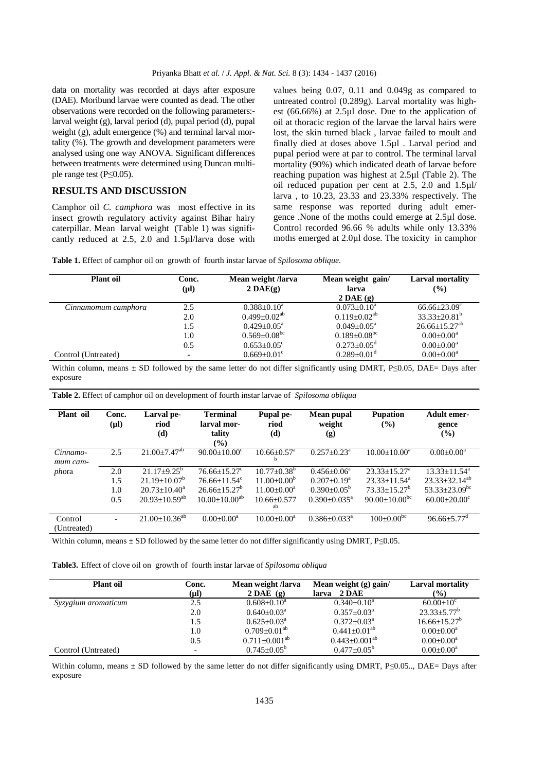data on mortality was recorded at days after exposure (DAE). Moribund larvae were counted as dead. The other observations were recorded on the following parameters:- larval weight (g), larval period (d), pupal period (d), pupal weight (g), adult emergence (%) and terminal larval mortality (%). The growth and development parameters were analysed using one way ANOVA. Significant differences between treatments were determined using Duncan multiple range test (P≤0.05).

## RESULTS AND DISCUSSION

Camphor oil *C. camphora* was most effective in its insect growth regulatory activity against Bihar hairy caterpillar. Mean larval weight (Table 1) was significantly reduced at 2.5, 2.0 and 1.5µl/larva dose with values being 0.07, 0.11 and 0.049g as compared to untreated control (0.289g). Larval mortality was highest (66.66%) at 2.5µl dose. Due to the application of oil at thoracic region of the larvae the larval hairs were lost, the skin turned black , larvae failed to moult and finally died at doses above 1.5µl . Larval period and pupal period were at par to control. The terminal larval mortality (90%) which indicated death of larvae before reaching pupation was highest at 2.5µl (Table 2). The oil reduced pupation per cent at 2.5, 2.0 and 1.5µl/ larva , to 10.23, 23.33 and 23.33% respectively. The same response was reported during adult emergence .None of the moths could emerge at 2.5µl dose. Control recorded 96.66 % adults while only 13.33% moths emerged at 2.0µl dose. The toxicity in camphor

**Table 1.** Effect of camphor oil on growth of fourth instar larvae of *Spilosoma oblique.*

| Plant oil | Conc. (µl) | Mean weight /larva 2 DAE(g) | Mean weight gain/ larva 2 DAE (g) | Larval mortality (%) |
|---|---|---|---|---|
| *Cinnamomum camphora* | 2.5 | $0.388 \pm 0.10^{a}$ | $0.073 \pm 0.10^{a}$ | $66.66 \pm 23.09^{c}$ |
| | 2.0 | $0.499 \pm 0.02^{ab}$ | $0.119 \pm 0.02^{ab}$ | $33.33 \pm 20.81^{b}$ |
| | 1.5 | $0.429 \pm 0.05^{a}$ | $0.049 \pm 0.05^{a}$ | $26.66 \pm 15.27^{ab}$ |
| | 1.0 | $0.569 \pm 0.08^{bc}$ | $0.189 \pm 0.08^{bc}$ | $0.00 \pm 0.00^{a}$ |
| | 0.5 | $0.653 \pm 0.05^{c}$ | $0.273 \pm 0.05^{d}$ | $0.00 \pm 0.00^{a}$ |
| Control (Untreated) | - | $0.669 \pm 0.01^{c}$ | $0.289 \pm 0.01^{d}$ | $0.00 \pm 0.00^{a}$ |

Within column, means ± SD followed by the same letter do not differ significantly using DMRT, P≤0.05, DAE= Days after exposure

**Table 2.** Effect of camphor oil on development of fourth instar larvae of *Spilosoma obliqua*

| Plant oil | Conc. (µl) | Larval period (d) | Terminal larval mortality (%) | Pupal period (d) | Mean pupal weight (g) | Pupation (%) | Adult emergence (%) |
|---|---|---|---|---|---|---|---|
| *Cinnamomum camphora* | 2.5 | $21.00 \pm 7.47^{ab}$ | $90.00 \pm 10.00^{c}$ | $10.66 \pm 0.57^{ab}$ | $0.257 \pm 0.23^{a}$ | $10.00 \pm 10.00^{a}$ | $0.00 \pm 0.00^{a}$ |
| | 2.0 | $21.17 \pm 9.25^{b}$ | $76.66 \pm 15.27^{c}$ | $10.77 \pm 0.38^{b}$ | $0.456 \pm 0.06^{a}$ | $23.33 \pm 15.27^{a}$ | $13.33 \pm 11.54^{a}$ |
| | 1.5 | $21.19 \pm 10.07^{b}$ | $76.66 \pm 11.54^{c}$ | $11.00 \pm 0.00^{b}$ | $0.207 \pm 0.19^{a}$ | $23.33 \pm 11.54^{a}$ | $23.33 \pm 32.14^{ab}$ |
| | 1.0 | $20.73 \pm 10.40^{a}$ | $26.66 \pm 15.27^{b}$ | $11.00 \pm 0.00^{a}$ | $0.390 \pm 0.05^{b}$ | $73.33 \pm 15.27^{b}$ | $53.33 \pm 23.09^{bc}$ |
| | 0.5 | $20.93 \pm 10.59^{ab}$ | $10.00 \pm 10.00^{ab}$ | $10.66 \pm 0.577^{ab}$ | $0.390 \pm 0.035^{a}$ | $90.00 \pm 10.00^{bc}$ | $60.00 \pm 20.00^{c}$ |
| Control (Untreated) | - | $21.00 \pm 10.36^{ab}$ | $0.00 \pm 0.00^{a}$ | $10.00 \pm 0.00^{a}$ | $0.386 \pm 0.033^{a}$ | $100 \pm 0.00^{bc}$ | $96.66 \pm 5.77^{d}$ |

Within column, means ± SD followed by the same letter do not differ significantly using DMRT, P≤0.05.

**Table3.** Effect of clove oil on growth of fourth instar larvae of *Spilosoma obliqua*

| Plant oil | Conc. (µl) | Mean weight /larva 2 DAE (g) | Mean weight (g) gain/ larva 2 DAE | Larval mortality (%) |
|---|---|---|---|---|
| *Syzygium aromaticum* | 2.5 | $0.608 \pm 0.10^{a}$ | $0.340 \pm 0.10^{a}$ | $60.00 \pm 10^{c}$ |
| | 2.0 | $0.640 \pm 0.03^{a}$ | $0.357 \pm 0.03^{a}$ | $23.33 \pm 5.77^{b}$ |
| | 1.5 | $0.625 \pm 0.03^{a}$ | $0.372 \pm 0.03^{a}$ | $16.66 \pm 15.27^{b}$ |
| | 1.0 | $0.709 \pm 0.01^{ab}$ | $0.441 \pm 0.01^{ab}$ | $0.00 \pm 0.00^{a}$ |
| | 0.5 | $0.711 \pm 0.001^{ab}$ | $0.443 \pm 0.001^{ab}$ | $0.00 \pm 0.00^{a}$ |
| Control (Untreated) | - | $0.745 \pm 0.05^{b}$ | $0.477 \pm 0.05^{b}$ | $0.00 \pm 0.00^{a}$ |

Within column, means ± SD followed by the same letter do not differ significantly using DMRT, P≤0.05.., DAE= Days after exposure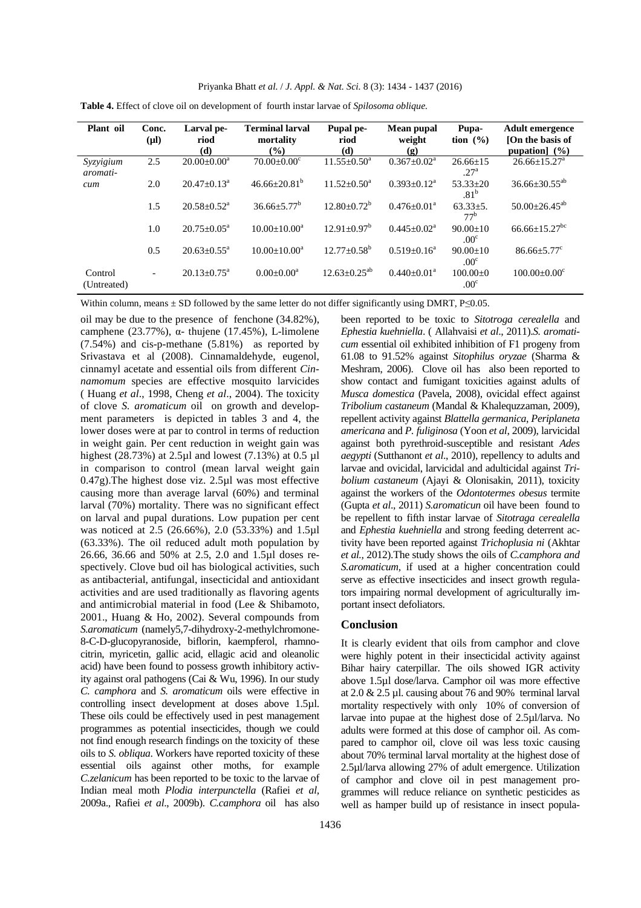**Table 4.** Effect of clove oil on development of fourth instar larvae of *Spilosoma oblique.*

| Plant oil | Conc. (µl) | Larval period (d) | Terminal larval mortality (%) | Pupal period (d) | Mean pupal weight (g) | Pupation (%) | Adult emergence [On the basis of pupation] (%) |
|---|---|---|---|---|---|---|---|
| *Syzygium aromaticum* | 2.5 | 20.00±0.00[a] | 70.00±0.00[c] | 11.55±0.50[a] | 0.367±0.02[a] | 26.66±15.27[a] | 26.66±15.27[a] |
| | 2.0 | 20.47±0.13[a] | 46.66±20.81[b] | 11.52±0.50[a] | 0.393±0.12[a] | 53.33±20.81[b] | 36.66±30.55[ab] |
| | 1.5 | 20.58±0.52[a] | 36.66±5.77[b] | 12.80±0.72[b] | 0.476±0.01[a] | 63.33±5.77[b] | 50.00±26.45[ab] |
| | 1.0 | 20.75±0.05[a] | 10.00±10.00[a] | 12.91±0.97[b] | 0.445±0.02[a] | 90.00±10.00[c] | 66.66±15.27[bc] |
| | 0.5 | 20.63±0.55[a] | 10.00±10.00[a] | 12.77±0.58[b] | 0.519±0.16[a] | 90.00±10.00[c] | 86.66±5.77[c] |
| Control (Untreated) | - | 20.13±0.75[a] | 0.00±0.00[a] | 12.63±0.25[ab] | 0.440±0.01[a] | 100.00±0.00[c] | 100.00±0.00[c] |

Within column, means ± SD followed by the same letter do not differ significantly using DMRT, P≤0.05.

oil may be due to the presence of fenchone (34.82%), camphene (23.77%), α- thujene (17.45%), L-limolene (7.54%) and cis-p-methane (5.81%) as reported by Srivastava et al (2008). Cinnamaldehyde, eugenol, cinnamyl acetate and essential oils from different *Cinnamomum* species are effective mosquito larvicides ( Huang *et al*., 1998, Cheng *et al*., 2004). The toxicity of clove *S. aromaticum* oil on growth and development parameters is depicted in tables 3 and 4, the lower doses were at par to control in terms of reduction in weight gain. Per cent reduction in weight gain was highest (28.73%) at 2.5µl and lowest (7.13%) at 0.5 µl in comparison to control (mean larval weight gain 0.47g).The highest dose viz. 2.5µl was most effective causing more than average larval (60%) and terminal larval (70%) mortality. There was no significant effect on larval and pupal durations. Low pupation per cent was noticed at 2.5 (26.66%), 2.0 (53.33%) and 1.5µl (63.33%). The oil reduced adult moth population by 26.66, 36.66 and 50% at 2.5, 2.0 and 1.5µl doses respectively. Clove bud oil has biological activities, such as antibacterial, antifungal, insecticidal and antioxidant activities and are used traditionally as flavoring agents and antimicrobial material in food (Lee & Shibamoto, 2001., Huang & Ho, 2002). Several compounds from *S.aromaticum* (namely5,7-dihydroxy-2-methylchromone-8-C-D-glucopyranoside, biflorin, kaempferol, rhamnocitrin, myricetin, gallic acid, ellagic acid and oleanolic acid) have been found to possess growth inhibitory activity against oral pathogens (Cai & Wu, 1996). In our study *C. camphora* and *S. aromaticum* oils were effective in controlling insect development at doses above 1.5µl. These oils could be effectively used in pest management programmes as potential insecticides, though we could not find enough research findings on the toxicity of these oils to *S. obliqua*. Workers have reported toxicity of these essential oils against other moths, for example *C.zelanicum* has been reported to be toxic to the larvae of Indian meal moth *Plodia interpunctella* (Rafiei *et al*, 2009a., Rafiei *et al*., 2009b). *C.camphora* oil has also been reported to be toxic to *Sitotroga cerealella* and *Ephestia kuehniella*. ( Allahvaisi *et al*., 2011).*S. aromaticum* essential oil exhibited inhibition of F1 progeny from 61.08 to 91.52% against *Sitophilus oryzae* (Sharma & Meshram, 2006). Clove oil has also been reported to show contact and fumigant toxicities against adults of *Musca domestica* (Pavela, 2008), ovicidal effect against *Tribolium castaneum* (Mandal & Khalequzzaman, 2009), repellent activity against *Blattella germanica*, *Periplaneta americana* and *P. fuliginosa* (Yoon *et al*, 2009), larvicidal against both pyrethroid-susceptible and resistant *Ades aegypti* (Sutthanont *et al*., 2010), repellency to adults and larvae and ovicidal, larvicidal and adulticidal against *Tribolium castaneum* (Ajayi & Olonisakin, 2011), toxicity against the workers of the *Odontotermes obesus* termite (Gupta *et al*., 2011) *S.aromaticun* oil have been found to be repellent to fifth instar larvae of *Sitotraga cerealella* and *Ephestia kuehniella* and strong feeding deterrent activity have been reported against *Trichoplusia ni* (Akhtar *et al.,* 2012).The study shows the oils of *C.camphora and S.aromaticum,* if used at a higher concentration could serve as effective insecticides and insect growth regulators impairing normal development of agriculturally important insect defoliators.

## Conclusion

It is clearly evident that oils from camphor and clove were highly potent in their insecticidal activity against Bihar hairy caterpillar. The oils showed IGR activity above 1.5µl dose/larva. Camphor oil was more effective at 2.0 & 2.5 µl. causing about 76 and 90% terminal larval mortality respectively with only 10% of conversion of larvae into pupae at the highest dose of 2.5µl/larva. No adults were formed at this dose of camphor oil. As compared to camphor oil, clove oil was less toxic causing about 70% terminal larval mortality at the highest dose of 2.5µl/larva allowing 27% of adult emergence. Utilization of camphor and clove oil in pest management programmes will reduce reliance on synthetic pesticides as well as hamper build up of resistance in insect popula-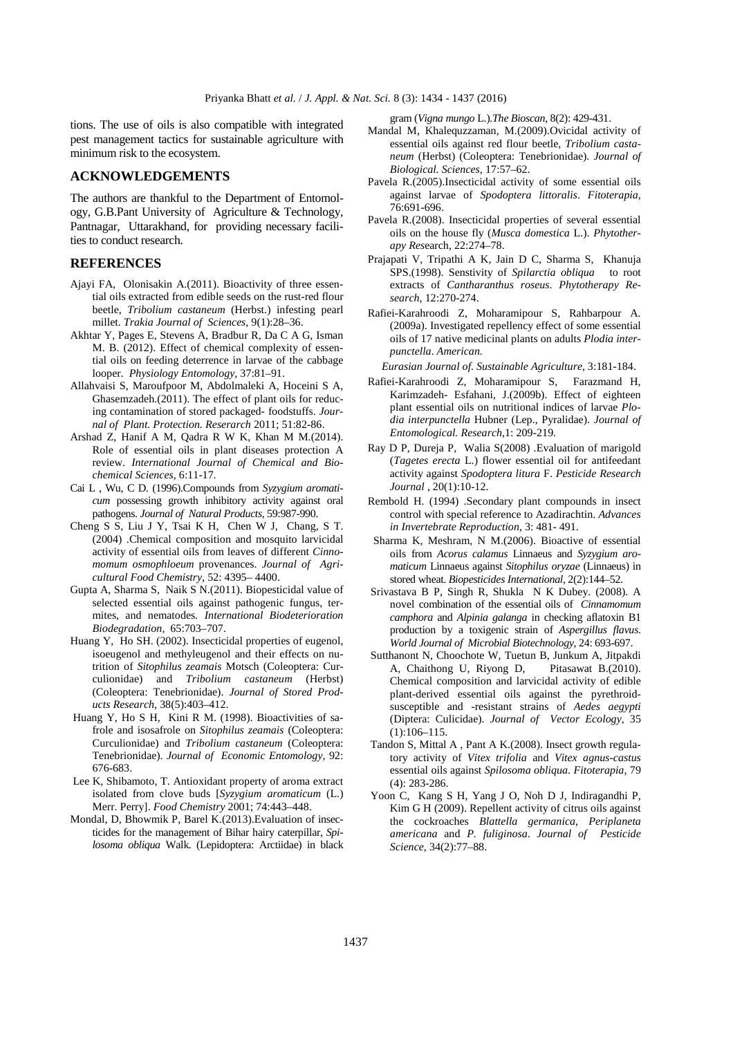tions. The use of oils is also compatible with integrated pest management tactics for sustainable agriculture with minimum risk to the ecosystem.

## ACKNOWLEDGEMENTS

The authors are thankful to the Department of Entomology, G.B.Pant University of Agriculture & Technology, Pantnagar, Uttarakhand, for providing necessary facilities to conduct research.

## REFERENCES

Ajayi FA, Olonisakin A.(2011). Bioactivity of three essential oils extracted from edible seeds on the rust-red flour beetle, *Tribolium castaneum* (Herbst.) infesting pearl millet. *Trakia Journal of Sciences*, 9(1):28–36.

Akhtar Y, Pages E, Stevens A, Bradbur R, Da C A G, Isman M. B. (2012). Effect of chemical complexity of essential oils on feeding deterrence in larvae of the cabbage looper. *Physiology Entomology*, 37:81–91.

Allahvaisi S, Maroufpoor M, Abdolmaleki A, Hoceini S A, Ghasemzadeh.(2011). The effect of plant oils for reducing contamination of stored packaged- foodstuffs. *Journal of Plant. Protection. Reserarch* 2011; 51:82-86.

Arshad Z, Hanif A M, Qadra R W K, Khan M M.(2014). Role of essential oils in plant diseases protection A review. *International Journal of Chemical and Biochemical Sciences*, 6:11-17.

Cai L , Wu, C D. (1996).Compounds from *Syzygium aromaticum* possessing growth inhibitory activity against oral pathogens. *Journal of Natural Products*, 59:987-990.

Cheng S S, Liu J Y, Tsai K H, Chen W J, Chang, S T. (2004) .Chemical composition and mosquito larvicidal activity of essential oils from leaves of different *Cinnomomum osmophloeum* provenances. *Journal of Agricultural Food Chemistry*, 52: 4395– 4400.

Gupta A, Sharma S, Naik S N.(2011). Biopesticidal value of selected essential oils against pathogenic fungus, termites, and nematodes. *International Biodeterioration Biodegradation*, 65:703–707.

Huang Y, Ho SH. (2002). Insecticidal properties of eugenol, isoeugenol and methyleugenol and their effects on nutrition of *Sitophilus zeamais* Motsch (Coleoptera: Curculionidae) and *Tribolium castanuem* (Herbst) (Coleoptera: Tenebrionidae). *Journal of Stored Products Research*, 38(5):403–412.

Huang Y, Ho S H, Kini R M. (1998). Bioactivities of safrole and isosafrole on *Sitophilus zeamais* (Coleoptera: Curculionidae) and *Tribolium castaneum* (Coleoptera: Tenebrionidae). *Journal of Economic Entomology*, 92: 676-683.

Lee K, Shibamoto, T. Antioxidant property of aroma extract isolated from clove buds [*Syzygium aromaticum* (L.) Merr. Perry]. *Food Chemistry* 2001; 74:443–448.

Mondal, D, Bhowmik P, Barel K.(2013).Evaluation of insecticides for the management of Bihar hairy caterpillar, *Spilosoma obliqua* Walk. (Lepidoptera: Arctiidae) in black gram (*Vigna mungo* L.).*The Bioscan*, 8(2): 429-431.

Mandal M, Khalequzzaman, M.(2009).Ovicidal activity of essential oils against red flour beetle, *Tribolium castaneum* (Herbst) (Coleoptera: Tenebrionidae). *Journal of Biological. Sciences*, 17:57–62.

Pavela R.(2005).Insecticidal activity of some essential oils against larvae of *Spodoptera littoralis*. *Fitoterapia*, 76:691-696.

Pavela R.(2008). Insecticidal properties of several essential oils on the house fly (*Musca domestica* L.). *Phytotherapy Res*earch, 22:274–78.

Prajapati V, Tripathi A K, Jain D C, Sharma S, Khanuja SPS.(1998). Senstivity of *Spilarctia obliqua* to root extracts of *Cantharanthus roseus*. *Phytotherapy Research*, 12:270-274.

Rafiei-Karahroodi Z, Moharamipour S, Rahbarpour A. (2009a). Investigated repellency effect of some essential oils of 17 native medicinal plants on adults *Plodia interpunctella*. *American. Eurasian Journal of. Sustainable Agriculture*, 3:181-184.

Rafiei-Karahroodi Z, Moharamipour S, Farazmand H, Karimzadeh- Esfahani, J.(2009b). Effect of eighteen plant essential oils on nutritional indices of larvae *Plodia interpunctella* Hubner (Lep., Pyralidae). *Journal of Entomological. Research*,1: 209-219.

Ray D P, Dureja P, Walia S(2008) .Evaluation of marigold (*Tagetes erecta* L.) flower essential oil for antifeedant activity against *Spodoptera litura* F. *Pesticide Research Journal* , 20(1):10-12.

Rembold H. (1994) .Secondary plant compounds in insect control with special reference to Azadirachtin. *Advances in Invertebrate Reproduction*, 3: 481- 491.

Sharma K, Meshram, N M.(2006). Bioactive of essential oils from *Acorus calamus* Linnaeus and *Syzygium aromaticum* Linnaeus against *Sitophilus oryzae* (Linnaeus) in stored wheat. *Biopesticides International*, 2(2):144–52.

Srivastava B P, Singh R, Shukla N K Dubey. (2008). A novel combination of the essential oils of *Cinnamomum camphora* and *Alpinia galanga* in checking aflatoxin B1 production by a toxigenic strain of *Aspergillus flavus*. *World Journal of Microbial Biotechnology*, 24: 693-697.

Sutthanont N, Choochote W, Tuetun B, Junkum A, Jitpakdi A, Chaithong U, Riyong D, Pitasawat B.(2010). Chemical composition and larvicidal activity of edible plant-derived essential oils against the pyrethroid-susceptible and -resistant strains of *Aedes aegypti* (Diptera: Culicidae). *Journal of Vector Ecology*, 35 (1):106–115.

Tandon S, Mittal A , Pant A K.(2008). Insect growth regulatory activity of *Vitex trifolia* and *Vitex agnus-castus* essential oils against *Spilosoma obliqua*. *Fitoterapia*, 79 (4): 283-286.

Yoon C, Kang S H, Yang J O, Noh D J, Indiragandhi P, Kim G H (2009). Repellent activity of citrus oils against the cockroaches *Blattella germanica*, *Periplaneta americana* and *P. fuliginosa*. *Journal of Pesticide Science*, 34(2):77–88.